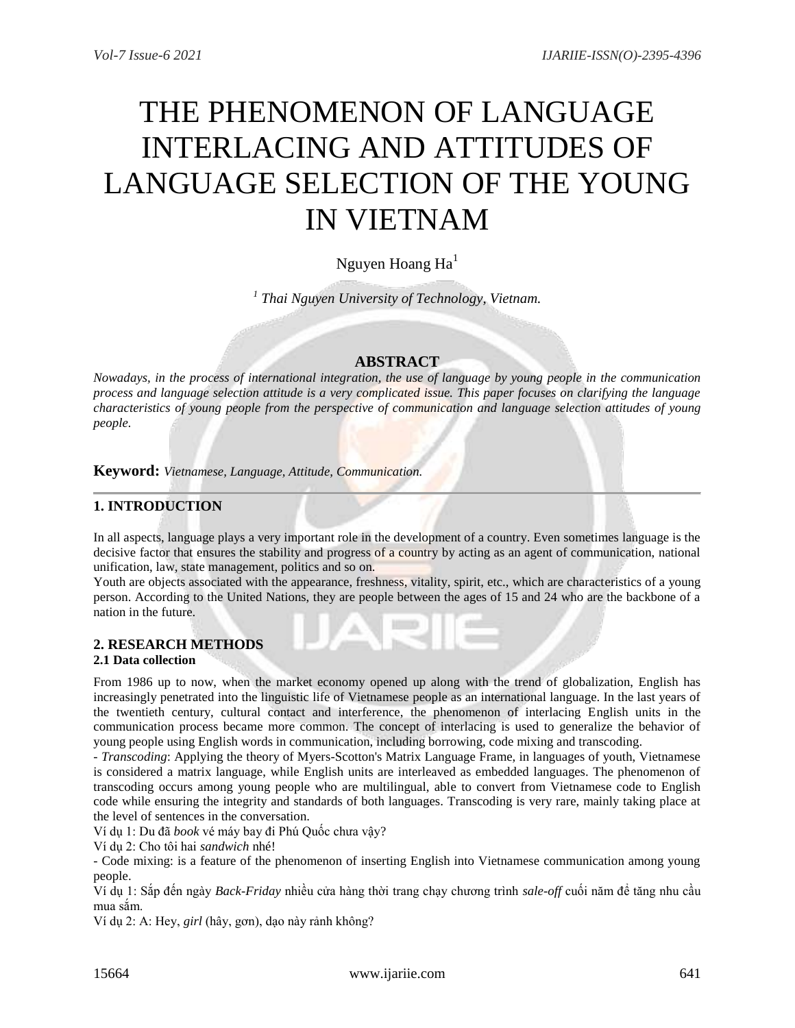# THE PHENOMENON OF LANGUAGE INTERLACING AND ATTITUDES OF LANGUAGE SELECTION OF THE YOUNG IN VIETNAM

Nguyen Hoang Ha[1]

[1] *Thai Nguyen University of Technology, Vietnam.*

## ABSTRACT

*Nowadays, in the process of international integration, the use of language by young people in the communication process and language selection attitude is a very complicated issue. This paper focuses on clarifying the language characteristics of young people from the perspective of communication and language selection attitudes of young people.*

**Keyword:** *Vietnamese, Language, Attitude, Communication.*

## 1. INTRODUCTION

In all aspects, language plays a very important role in the development of a country. Even sometimes language is the decisive factor that ensures the stability and progress of a country by acting as an agent of communication, national unification, law, state management, politics and so on.

Youth are objects associated with the appearance, freshness, vitality, spirit, etc., which are characteristics of a young person. According to the United Nations, they are people between the ages of 15 and 24 who are the backbone of a nation in the future.

## 2. RESEARCH METHODS

### 2.1 Data collection

From 1986 up to now, when the market economy opened up along with the trend of globalization, English has increasingly penetrated into the linguistic life of Vietnamese people as an international language. In the last years of the twentieth century, cultural contact and interference, the phenomenon of interlacing English units in the communication process became more common. The concept of interlacing is used to generalize the behavior of young people using English words in communication, including borrowing, code mixing and transcoding.

- *Transcoding*: Applying the theory of Myers-Scotton's Matrix Language Frame, in languages of youth, Vietnamese is considered a matrix language, while English units are interleaved as embedded languages. The phenomenon of transcoding occurs among young people who are multilingual, able to convert from Vietnamese code to English code while ensuring the integrity and standards of both languages. Transcoding is very rare, mainly taking place at the level of sentences in the conversation.

Ví dụ 1: Du đã *book* vé máy bay đi Phú Quốc chưa vậy?

Ví dụ 2: Cho tôi hai *sandwich* nhé!

- Code mixing: is a feature of the phenomenon of inserting English into Vietnamese communication among young people.

Ví dụ 1: Sắp đến ngày *Back-Friday* nhiều cửa hàng thời trang chạy chương trình *sale-off* cuối năm để tăng nhu cầu mua sắm.

Ví dụ 2: A: Hey, *girl* (hây, gơn), dạo này rảnh không?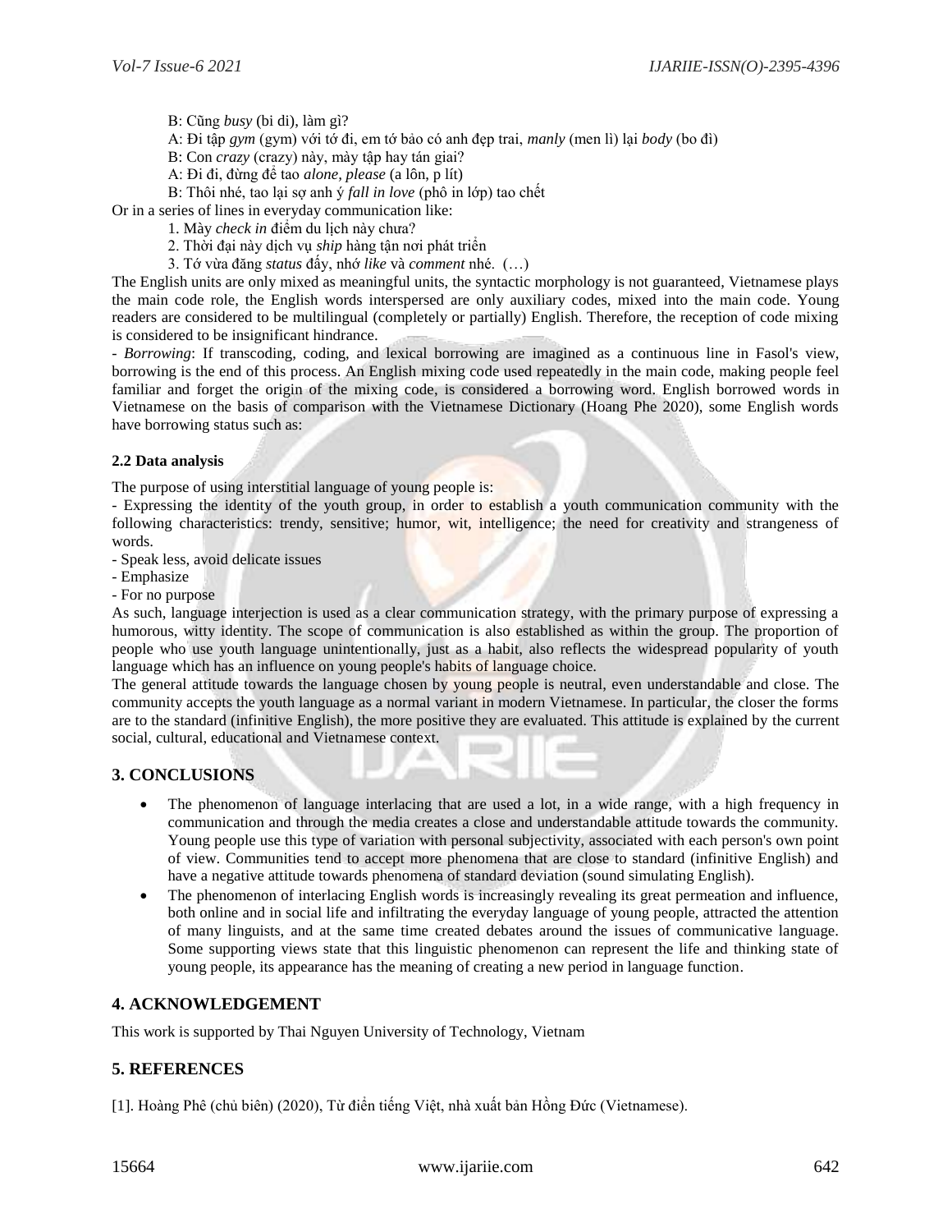B: Cũng *busy* (bi di), làm gì?

A: Đi tập *gym* (gym) với tớ đi, em tớ bảo có anh đẹp trai, *manly* (men lì) lại *body* (bo đì)

B: Con *crazy* (crazy) này, mày tập hay tán giai?

A: Đi đi, đừng để tao *alone, please* (a lôn, p lít)

B: Thôi nhé, tao lại sợ anh ý *fall in love* (phô in lớp) tao chết

Or in a series of lines in everyday communication like:

1. Mày *check in* điểm du lịch này chưa?
2. Thời đại này dịch vụ *ship* hàng tận nơi phát triển
3. Tớ vừa đăng *status* đấy, nhớ *like* và *comment* nhé. (…)

The English units are only mixed as meaningful units, the syntactic morphology is not guaranteed, Vietnamese plays the main code role, the English words interspersed are only auxiliary codes, mixed into the main code. Young readers are considered to be multilingual (completely or partially) English. Therefore, the reception of code mixing is considered to be insignificant hindrance.

- *Borrowing*: If transcoding, coding, and lexical borrowing are imagined as a continuous line in Fasol's view, borrowing is the end of this process. An English mixing code used repeatedly in the main code, making people feel familiar and forget the origin of the mixing code, is considered a borrowing word. English borrowed words in Vietnamese on the basis of comparison with the Vietnamese Dictionary (Hoang Phe 2020), some English words have borrowing status such as:

### 2.2 Data analysis

The purpose of using interstitial language of young people is:

- Expressing the identity of the youth group, in order to establish a youth communication community with the following characteristics: trendy, sensitive; humor, wit, intelligence; the need for creativity and strangeness of words.
- Speak less, avoid delicate issues
- Emphasize
- For no purpose

As such, language interjection is used as a clear communication strategy, with the primary purpose of expressing a humorous, witty identity. The scope of communication is also established as within the group. The proportion of people who use youth language unintentionally, just as a habit, also reflects the widespread popularity of youth language which has an influence on young people's habits of language choice.

The general attitude towards the language chosen by young people is neutral, even understandable and close. The community accepts the youth language as a normal variant in modern Vietnamese. In particular, the closer the forms are to the standard (infinitive English), the more positive they are evaluated. This attitude is explained by the current social, cultural, educational and Vietnamese context.

## 3. CONCLUSIONS

- The phenomenon of language interlacing that are used a lot, in a wide range, with a high frequency in communication and through the media creates a close and understandable attitude towards the community. Young people use this type of variation with personal subjectivity, associated with each person's own point of view. Communities tend to accept more phenomena that are close to standard (infinitive English) and have a negative attitude towards phenomena of standard deviation (sound simulating English).
- The phenomenon of interlacing English words is increasingly revealing its great permeation and influence, both online and in social life and infiltrating the everyday language of young people, attracted the attention of many linguists, and at the same time created debates around the issues of communicative language. Some supporting views state that this linguistic phenomenon can represent the life and thinking state of young people, its appearance has the meaning of creating a new period in language function.

## 4. ACKNOWLEDGEMENT

This work is supported by Thai Nguyen University of Technology, Vietnam

## 5. REFERENCES

[1]. Hoàng Phê (chủ biên) (2020), Từ điển tiếng Việt, nhà xuất bản Hồng Đức (Vietnamese).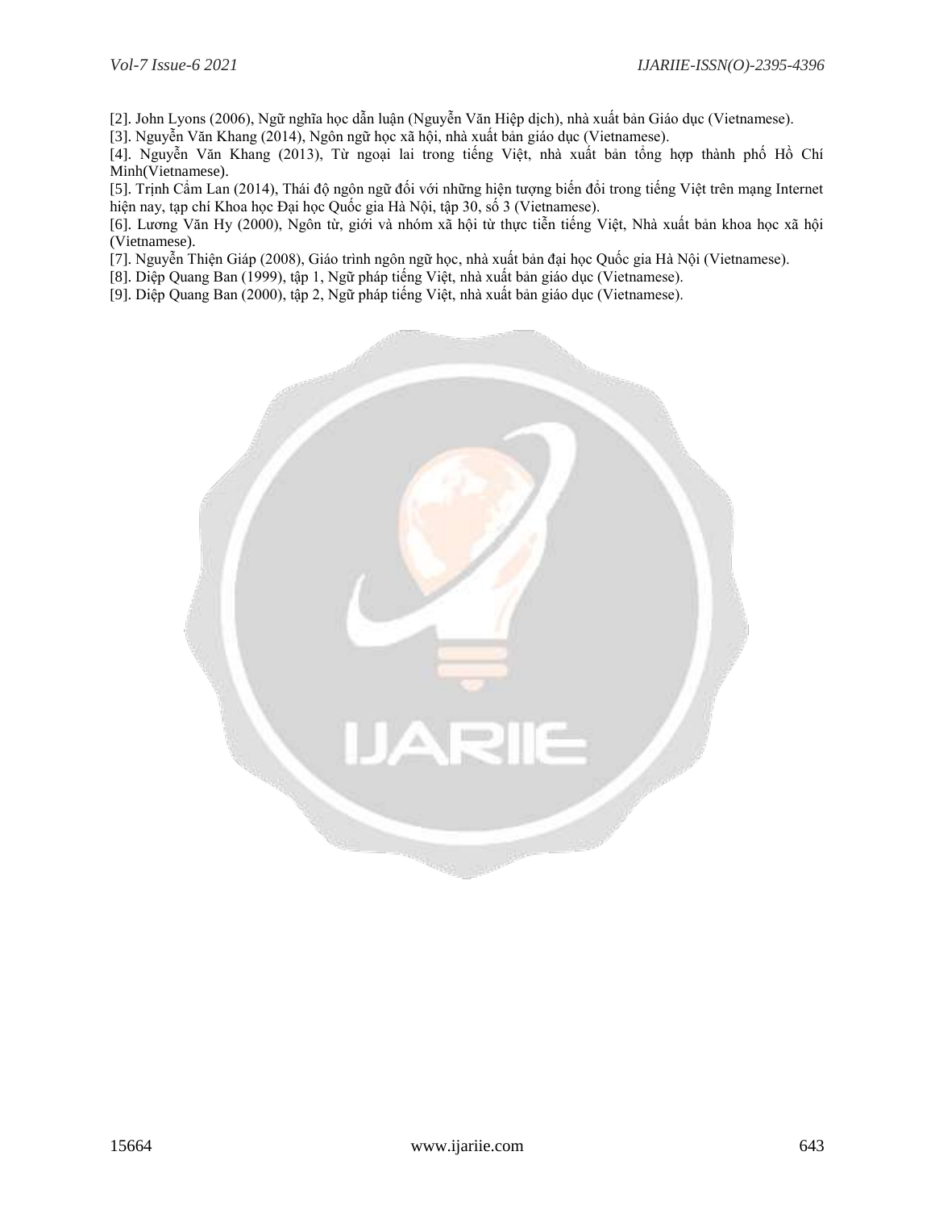[2]. John Lyons (2006), Ngữ nghĩa học dẫn luận (Nguyễn Văn Hiệp dịch), nhà xuất bản Giáo dục (Vietnamese).

[3]. Nguyễn Văn Khang (2014), Ngôn ngữ học xã hội, nhà xuất bản giáo dục (Vietnamese).

[4]. Nguyễn Văn Khang (2013), Từ ngoại lai trong tiếng Việt, nhà xuất bản tổng hợp thành phố Hồ Chí Minh(Vietnamese).

[5]. Trịnh Cẩm Lan (2014), Thái độ ngôn ngữ đối với những hiện tượng biến đổi trong tiếng Việt trên mạng Internet hiện nay, tạp chí Khoa học Đại học Quốc gia Hà Nội, tập 30, số 3 (Vietnamese).

[6]. Lương Văn Hy (2000), Ngôn từ, giới và nhóm xã hội từ thực tiễn tiếng Việt, Nhà xuất bản khoa học xã hội (Vietnamese).

[7]. Nguyễn Thiện Giáp (2008), Giáo trình ngôn ngữ học, nhà xuất bản đại học Quốc gia Hà Nội (Vietnamese).

[8]. Diệp Quang Ban (1999), tập 1, Ngữ pháp tiếng Việt, nhà xuất bản giáo dục (Vietnamese).

[9]. Diệp Quang Ban (2000), tập 2, Ngữ pháp tiếng Việt, nhà xuất bản giáo dục (Vietnamese).